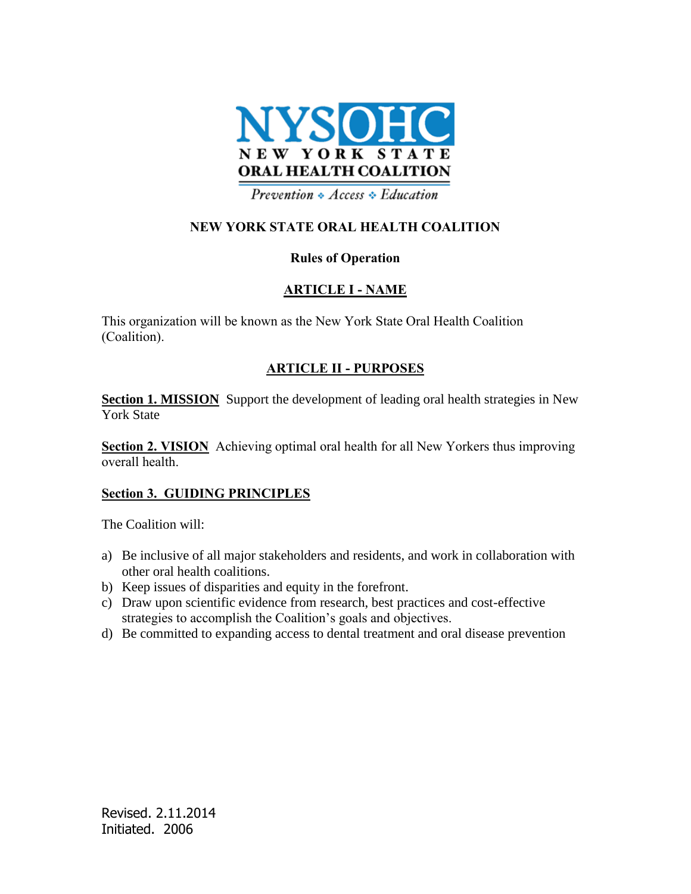NYSOHC
NEW YORK STATE
ORAL HEALTH COALITION
*Prevention ❖ Access ❖ Education*

# NEW YORK STATE ORAL HEALTH COALITION

## Rules of Operation

## ARTICLE I - NAME

This organization will be known as the New York State Oral Health Coalition (Coalition).

## ARTICLE II - PURPOSES

**Section 1. MISSION** Support the development of leading oral health strategies in New York State

**Section 2. VISION** Achieving optimal oral health for all New Yorkers thus improving overall health.

**Section 3. GUIDING PRINCIPLES**

The Coalition will:

a) Be inclusive of all major stakeholders and residents, and work in collaboration with other oral health coalitions.
b) Keep issues of disparities and equity in the forefront.
c) Draw upon scientific evidence from research, best practices and cost-effective strategies to accomplish the Coalition's goals and objectives.
d) Be committed to expanding access to dental treatment and oral disease prevention

Revised. 2.11.2014
Initiated. 2006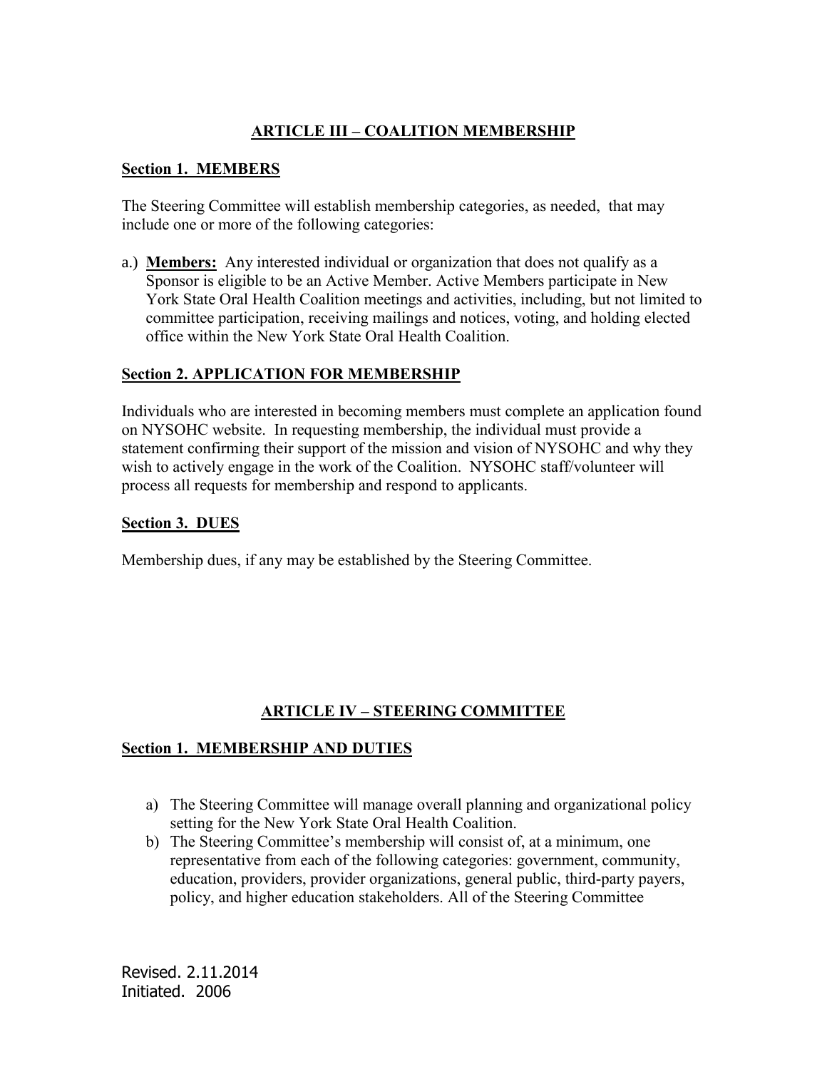## ARTICLE III – COALITION MEMBERSHIP

**Section 1. MEMBERS**

The Steering Committee will establish membership categories, as needed, that may include one or more of the following categories:

a.) **Members:** Any interested individual or organization that does not qualify as a Sponsor is eligible to be an Active Member. Active Members participate in New York State Oral Health Coalition meetings and activities, including, but not limited to committee participation, receiving mailings and notices, voting, and holding elected office within the New York State Oral Health Coalition.

**Section 2. APPLICATION FOR MEMBERSHIP**

Individuals who are interested in becoming members must complete an application found on NYSOHC website. In requesting membership, the individual must provide a statement confirming their support of the mission and vision of NYSOHC and why they wish to actively engage in the work of the Coalition. NYSOHC staff/volunteer will process all requests for membership and respond to applicants.

**Section 3. DUES**

Membership dues, if any may be established by the Steering Committee.

## ARTICLE IV – STEERING COMMITTEE

**Section 1. MEMBERSHIP AND DUTIES**

a) The Steering Committee will manage overall planning and organizational policy setting for the New York State Oral Health Coalition.
b) The Steering Committee's membership will consist of, at a minimum, one representative from each of the following categories: government, community, education, providers, provider organizations, general public, third-party payers, policy, and higher education stakeholders. All of the Steering Committee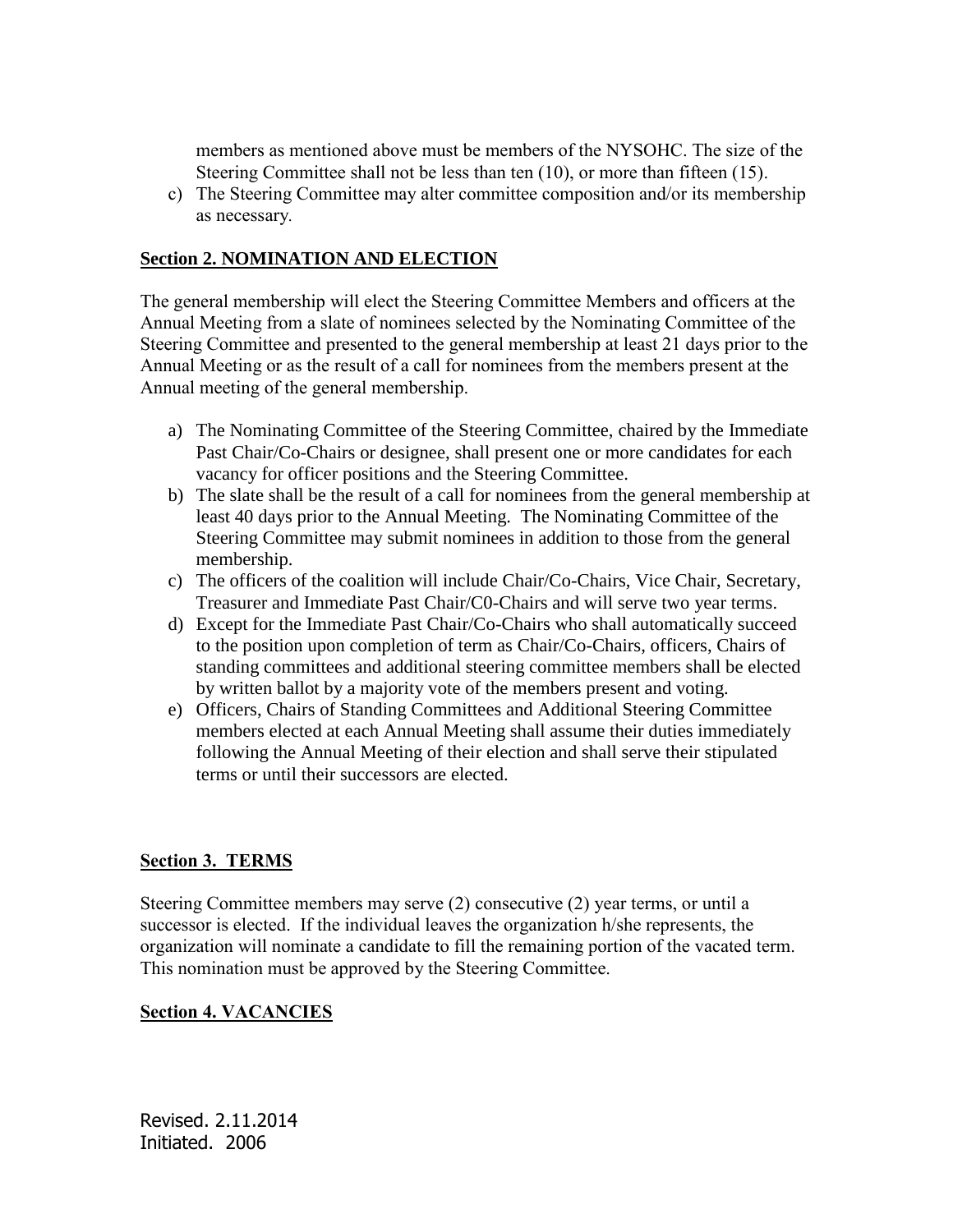members as mentioned above must be members of the NYSOHC. The size of the Steering Committee shall not be less than ten (10), or more than fifteen (15).

c) The Steering Committee may alter committee composition and/or its membership as necessary.

**Section 2. NOMINATION AND ELECTION**

The general membership will elect the Steering Committee Members and officers at the Annual Meeting from a slate of nominees selected by the Nominating Committee of the Steering Committee and presented to the general membership at least 21 days prior to the Annual Meeting or as the result of a call for nominees from the members present at the Annual meeting of the general membership.

a) The Nominating Committee of the Steering Committee, chaired by the Immediate Past Chair/Co-Chairs or designee, shall present one or more candidates for each vacancy for officer positions and the Steering Committee.
b) The slate shall be the result of a call for nominees from the general membership at least 40 days prior to the Annual Meeting. The Nominating Committee of the Steering Committee may submit nominees in addition to those from the general membership.
c) The officers of the coalition will include Chair/Co-Chairs, Vice Chair, Secretary, Treasurer and Immediate Past Chair/C0-Chairs and will serve two year terms.
d) Except for the Immediate Past Chair/Co-Chairs who shall automatically succeed to the position upon completion of term as Chair/Co-Chairs, officers, Chairs of standing committees and additional steering committee members shall be elected by written ballot by a majority vote of the members present and voting.
e) Officers, Chairs of Standing Committees and Additional Steering Committee members elected at each Annual Meeting shall assume their duties immediately following the Annual Meeting of their election and shall serve their stipulated terms or until their successors are elected.

**Section 3. TERMS**

Steering Committee members may serve (2) consecutive (2) year terms, or until a successor is elected. If the individual leaves the organization h/she represents, the organization will nominate a candidate to fill the remaining portion of the vacated term. This nomination must be approved by the Steering Committee.

**Section 4. VACANCIES**

Revised. 2.11.2014
Initiated. 2006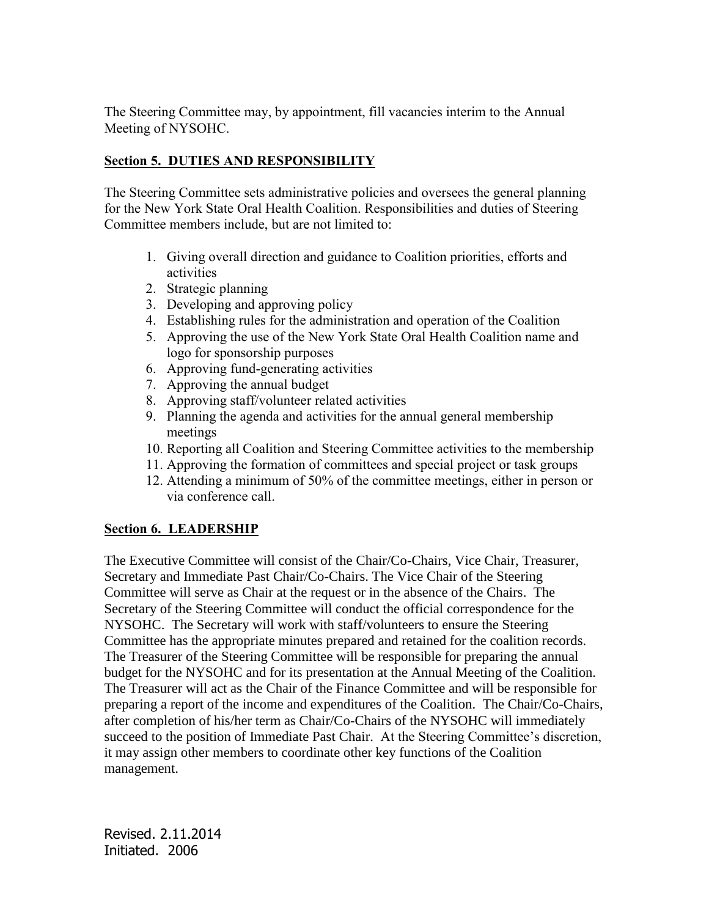The Steering Committee may, by appointment, fill vacancies interim to the Annual Meeting of NYSOHC.

**Section 5. DUTIES AND RESPONSIBILITY**

The Steering Committee sets administrative policies and oversees the general planning for the New York State Oral Health Coalition. Responsibilities and duties of Steering Committee members include, but are not limited to:

1. Giving overall direction and guidance to Coalition priorities, efforts and activities
2. Strategic planning
3. Developing and approving policy
4. Establishing rules for the administration and operation of the Coalition
5. Approving the use of the New York State Oral Health Coalition name and logo for sponsorship purposes
6. Approving fund-generating activities
7. Approving the annual budget
8. Approving staff/volunteer related activities
9. Planning the agenda and activities for the annual general membership meetings
10. Reporting all Coalition and Steering Committee activities to the membership
11. Approving the formation of committees and special project or task groups
12. Attending a minimum of 50% of the committee meetings, either in person or via conference call.

**Section 6. LEADERSHIP**

The Executive Committee will consist of the Chair/Co-Chairs, Vice Chair, Treasurer, Secretary and Immediate Past Chair/Co-Chairs. The Vice Chair of the Steering Committee will serve as Chair at the request or in the absence of the Chairs. The Secretary of the Steering Committee will conduct the official correspondence for the NYSOHC. The Secretary will work with staff/volunteers to ensure the Steering Committee has the appropriate minutes prepared and retained for the coalition records. The Treasurer of the Steering Committee will be responsible for preparing the annual budget for the NYSOHC and for its presentation at the Annual Meeting of the Coalition. The Treasurer will act as the Chair of the Finance Committee and will be responsible for preparing a report of the income and expenditures of the Coalition. The Chair/Co-Chairs, after completion of his/her term as Chair/Co-Chairs of the NYSOHC will immediately succeed to the position of Immediate Past Chair. At the Steering Committee's discretion, it may assign other members to coordinate other key functions of the Coalition management.

Revised. 2.11.2014
Initiated. 2006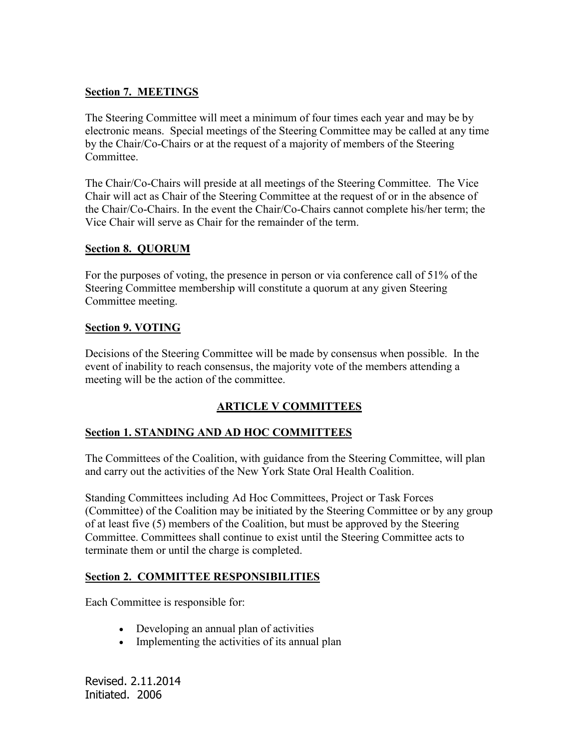**Section 7. MEETINGS**

The Steering Committee will meet a minimum of four times each year and may be by electronic means. Special meetings of the Steering Committee may be called at any time by the Chair/Co-Chairs or at the request of a majority of members of the Steering Committee.

The Chair/Co-Chairs will preside at all meetings of the Steering Committee. The Vice Chair will act as Chair of the Steering Committee at the request of or in the absence of the Chair/Co-Chairs. In the event the Chair/Co-Chairs cannot complete his/her term; the Vice Chair will serve as Chair for the remainder of the term.

**Section 8. QUORUM**

For the purposes of voting, the presence in person or via conference call of 51% of the Steering Committee membership will constitute a quorum at any given Steering Committee meeting.

**Section 9. VOTING**

Decisions of the Steering Committee will be made by consensus when possible. In the event of inability to reach consensus, the majority vote of the members attending a meeting will be the action of the committee.

## ARTICLE V COMMITTEES

**Section 1. STANDING AND AD HOC COMMITTEES**

The Committees of the Coalition, with guidance from the Steering Committee, will plan and carry out the activities of the New York State Oral Health Coalition.

Standing Committees including Ad Hoc Committees, Project or Task Forces (Committee) of the Coalition may be initiated by the Steering Committee or by any group of at least five (5) members of the Coalition, but must be approved by the Steering Committee. Committees shall continue to exist until the Steering Committee acts to terminate them or until the charge is completed.

**Section 2. COMMITTEE RESPONSIBILITIES**

Each Committee is responsible for:

- Developing an annual plan of activities
- Implementing the activities of its annual plan

Revised. 2.11.2014
Initiated. 2006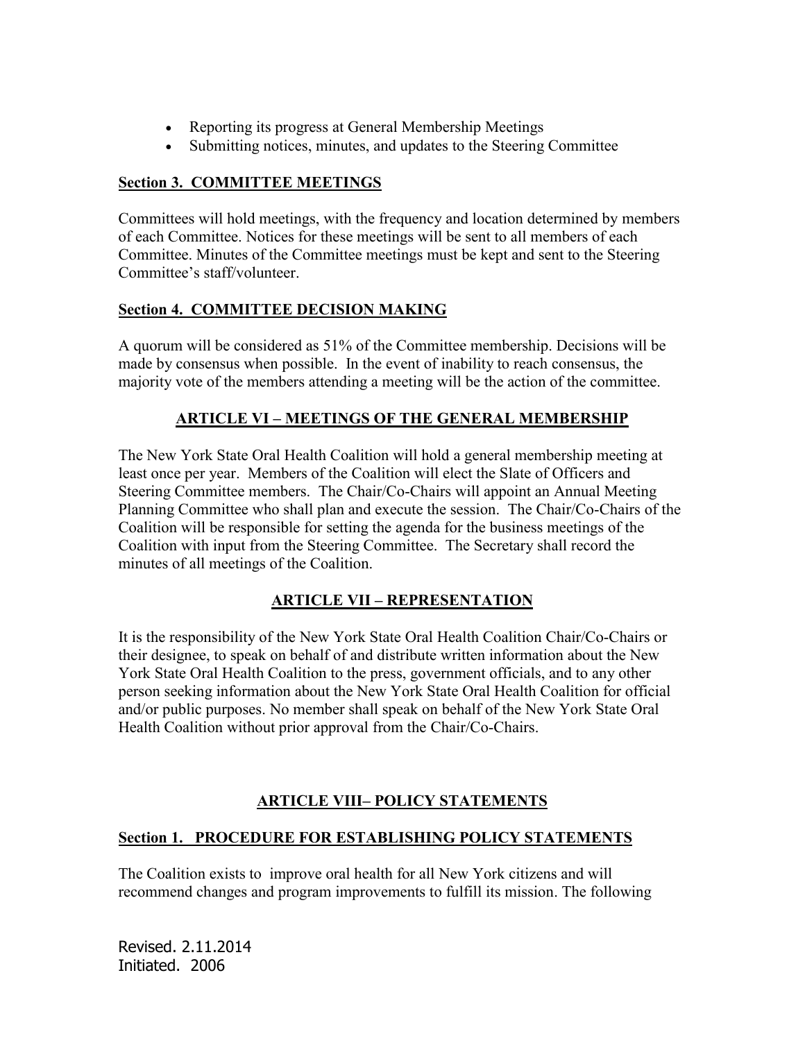- Reporting its progress at General Membership Meetings
- Submitting notices, minutes, and updates to the Steering Committee

### Section 3. COMMITTEE MEETINGS

Committees will hold meetings, with the frequency and location determined by members of each Committee. Notices for these meetings will be sent to all members of each Committee. Minutes of the Committee meetings must be kept and sent to the Steering Committee's staff/volunteer.

### Section 4. COMMITTEE DECISION MAKING

A quorum will be considered as 51% of the Committee membership. Decisions will be made by consensus when possible. In the event of inability to reach consensus, the majority vote of the members attending a meeting will be the action of the committee.

## ARTICLE VI – MEETINGS OF THE GENERAL MEMBERSHIP

The New York State Oral Health Coalition will hold a general membership meeting at least once per year. Members of the Coalition will elect the Slate of Officers and Steering Committee members. The Chair/Co-Chairs will appoint an Annual Meeting Planning Committee who shall plan and execute the session. The Chair/Co-Chairs of the Coalition will be responsible for setting the agenda for the business meetings of the Coalition with input from the Steering Committee. The Secretary shall record the minutes of all meetings of the Coalition.

## ARTICLE VII – REPRESENTATION

It is the responsibility of the New York State Oral Health Coalition Chair/Co-Chairs or their designee, to speak on behalf of and distribute written information about the New York State Oral Health Coalition to the press, government officials, and to any other person seeking information about the New York State Oral Health Coalition for official and/or public purposes. No member shall speak on behalf of the New York State Oral Health Coalition without prior approval from the Chair/Co-Chairs.

## ARTICLE VIII– POLICY STATEMENTS

### Section 1. PROCEDURE FOR ESTABLISHING POLICY STATEMENTS

The Coalition exists to improve oral health for all New York citizens and will recommend changes and program improvements to fulfill its mission. The following

Revised. 2.11.2014
Initiated. 2006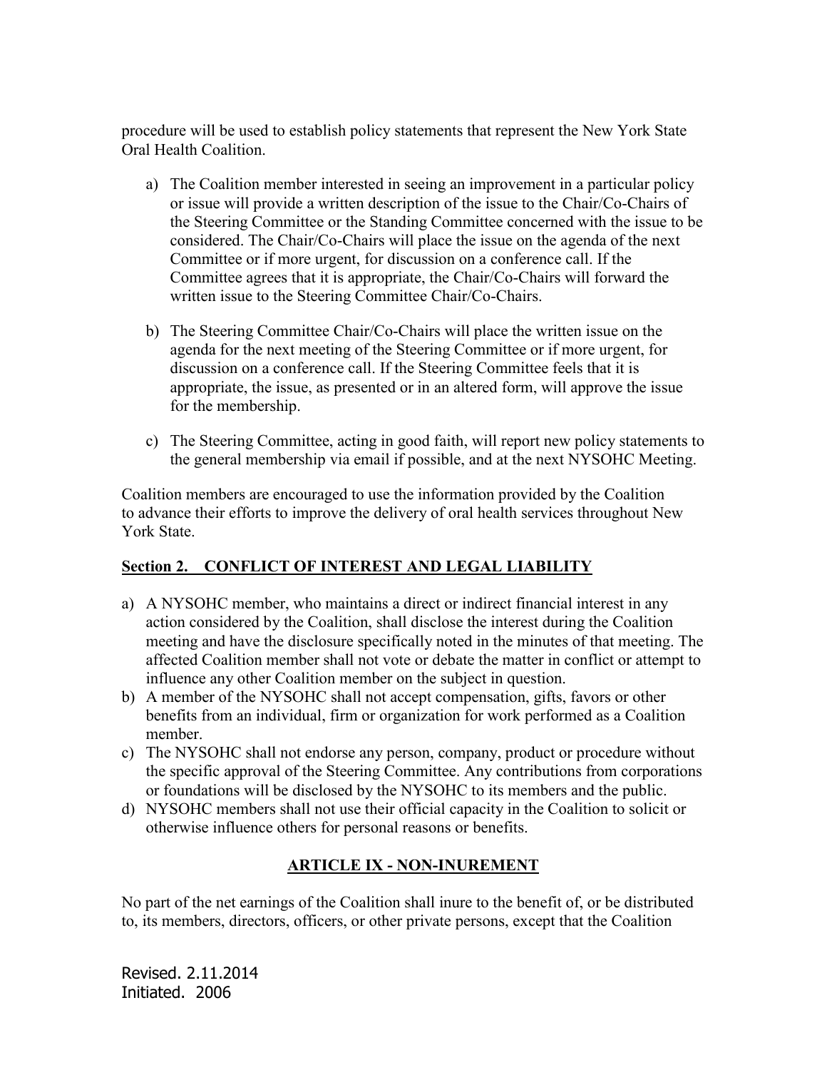procedure will be used to establish policy statements that represent the New York State Oral Health Coalition.

a) The Coalition member interested in seeing an improvement in a particular policy or issue will provide a written description of the issue to the Chair/Co-Chairs of the Steering Committee or the Standing Committee concerned with the issue to be considered. The Chair/Co-Chairs will place the issue on the agenda of the next Committee or if more urgent, for discussion on a conference call. If the Committee agrees that it is appropriate, the Chair/Co-Chairs will forward the written issue to the Steering Committee Chair/Co-Chairs.

b) The Steering Committee Chair/Co-Chairs will place the written issue on the agenda for the next meeting of the Steering Committee or if more urgent, for discussion on a conference call. If the Steering Committee feels that it is appropriate, the issue, as presented or in an altered form, will approve the issue for the membership.

c) The Steering Committee, acting in good faith, will report new policy statements to the general membership via email if possible, and at the next NYSOHC Meeting.

Coalition members are encouraged to use the information provided by the Coalition to advance their efforts to improve the delivery of oral health services throughout New York State.

**Section 2. CONFLICT OF INTEREST AND LEGAL LIABILITY**

a) A NYSOHC member, who maintains a direct or indirect financial interest in any action considered by the Coalition, shall disclose the interest during the Coalition meeting and have the disclosure specifically noted in the minutes of that meeting. The affected Coalition member shall not vote or debate the matter in conflict or attempt to influence any other Coalition member on the subject in question.
b) A member of the NYSOHC shall not accept compensation, gifts, favors or other benefits from an individual, firm or organization for work performed as a Coalition member.
c) The NYSOHC shall not endorse any person, company, product or procedure without the specific approval of the Steering Committee. Any contributions from corporations or foundations will be disclosed by the NYSOHC to its members and the public.
d) NYSOHC members shall not use their official capacity in the Coalition to solicit or otherwise influence others for personal reasons or benefits.

## ARTICLE IX - NON-INUREMENT

No part of the net earnings of the Coalition shall inure to the benefit of, or be distributed to, its members, directors, officers, or other private persons, except that the Coalition

Revised. 2.11.2014
Initiated. 2006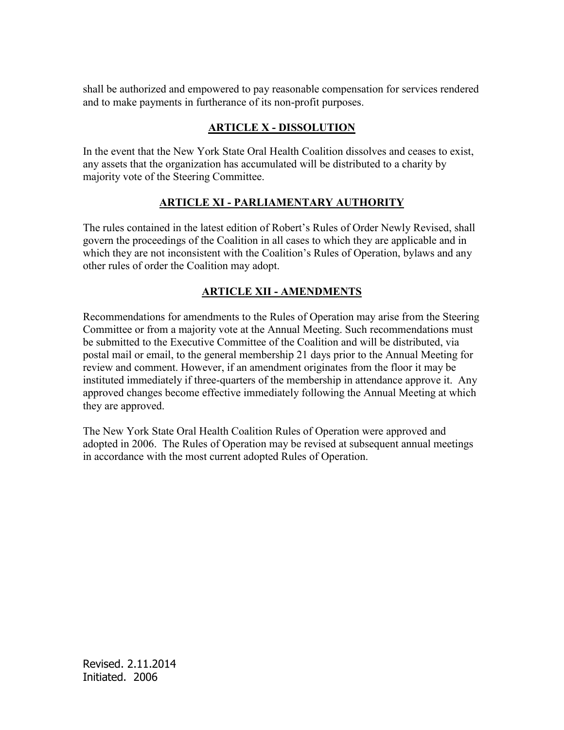shall be authorized and empowered to pay reasonable compensation for services rendered and to make payments in furtherance of its non-profit purposes.

## ARTICLE X - DISSOLUTION

In the event that the New York State Oral Health Coalition dissolves and ceases to exist, any assets that the organization has accumulated will be distributed to a charity by majority vote of the Steering Committee.

## ARTICLE XI - PARLIAMENTARY AUTHORITY

The rules contained in the latest edition of Robert's Rules of Order Newly Revised, shall govern the proceedings of the Coalition in all cases to which they are applicable and in which they are not inconsistent with the Coalition's Rules of Operation, bylaws and any other rules of order the Coalition may adopt.

## ARTICLE XII - AMENDMENTS

Recommendations for amendments to the Rules of Operation may arise from the Steering Committee or from a majority vote at the Annual Meeting. Such recommendations must be submitted to the Executive Committee of the Coalition and will be distributed, via postal mail or email, to the general membership 21 days prior to the Annual Meeting for review and comment. However, if an amendment originates from the floor it may be instituted immediately if three-quarters of the membership in attendance approve it. Any approved changes become effective immediately following the Annual Meeting at which they are approved.

The New York State Oral Health Coalition Rules of Operation were approved and adopted in 2006. The Rules of Operation may be revised at subsequent annual meetings in accordance with the most current adopted Rules of Operation.

Revised. 2.11.2014
Initiated. 2006